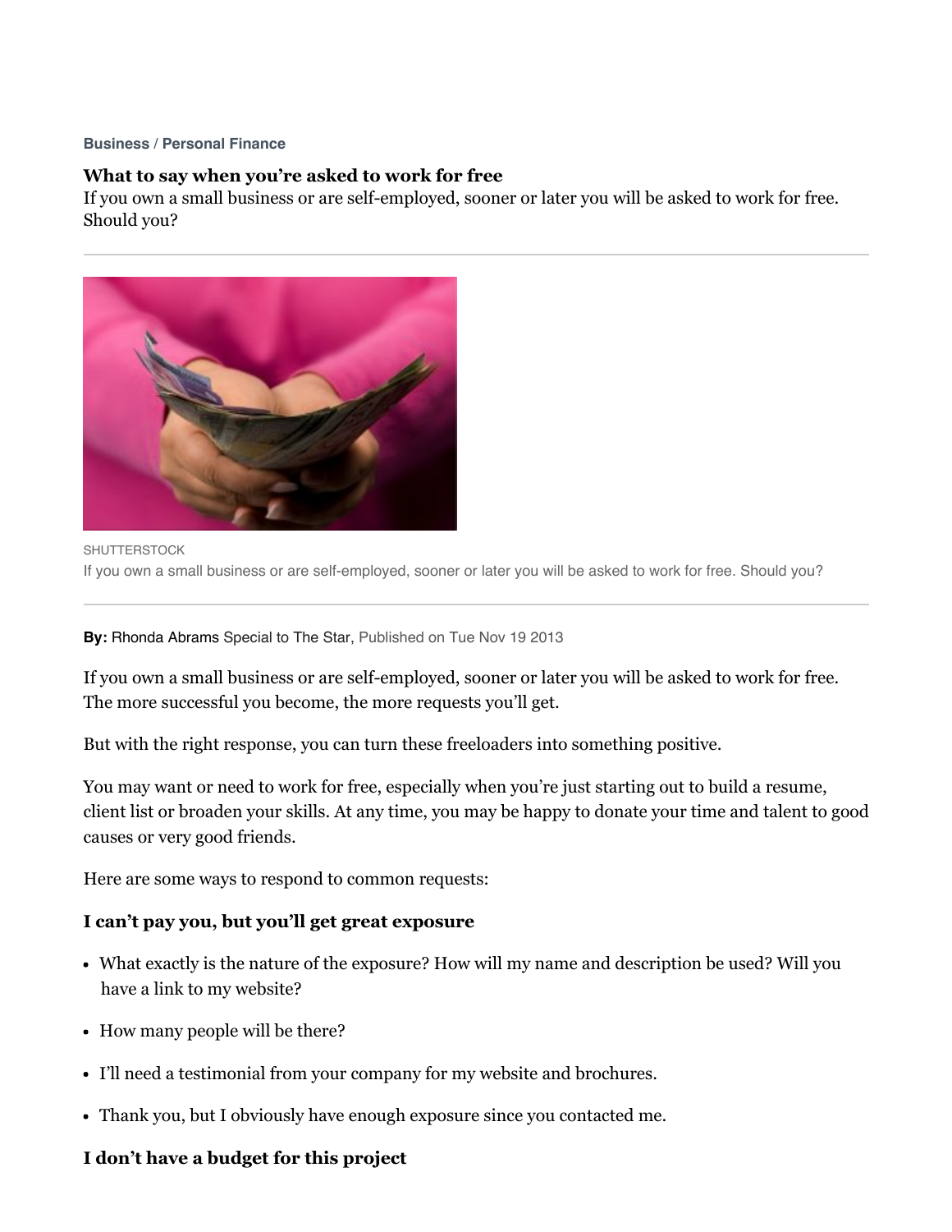**Business** / **Personal Finance**

# What to say when you're asked to work for free

If you own a small business or are self-employed, sooner or later you will be asked to work for free. Should you?

SHUTTERSTOCK

If you own a small business or are self-employed, sooner or later you will be asked to work for free. Should you?

**By:** Rhonda Abrams Special to The Star, Published on Tue Nov 19 2013

If you own a small business or are self-employed, sooner or later you will be asked to work for free. The more successful you become, the more requests you'll get.

But with the right response, you can turn these freeloaders into something positive.

You may want or need to work for free, especially when you're just starting out to build a resume, client list or broaden your skills. At any time, you may be happy to donate your time and talent to good causes or very good friends.

Here are some ways to respond to common requests:

## I can't pay you, but you'll get great exposure

- What exactly is the nature of the exposure? How will my name and description be used? Will you have a link to my website?
- How many people will be there?
- I'll need a testimonial from your company for my website and brochures.
- Thank you, but I obviously have enough exposure since you contacted me.

## I don't have a budget for this project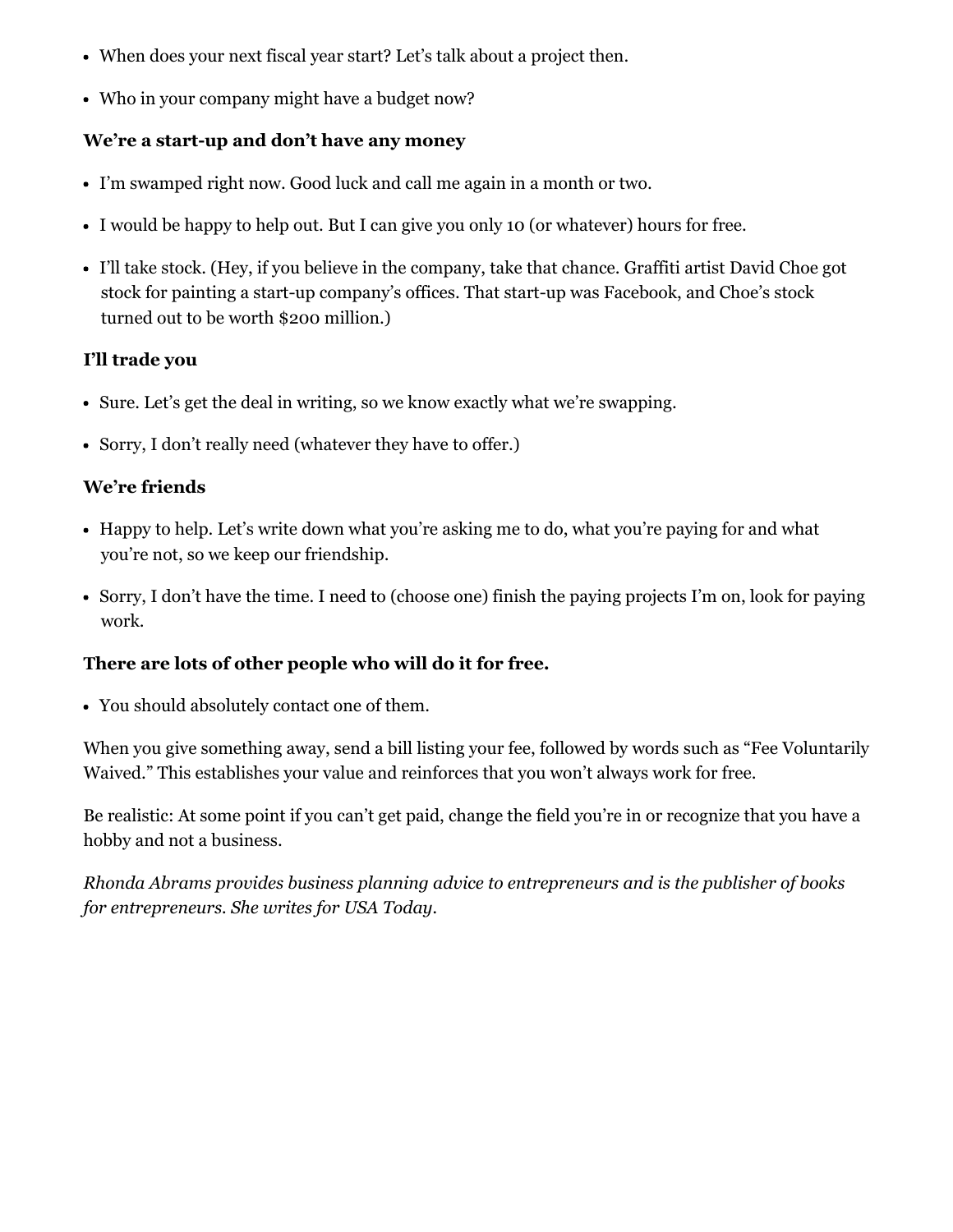- When does your next fiscal year start? Let's talk about a project then.
- Who in your company might have a budget now?

**We're a start-up and don't have any money**

- I'm swamped right now. Good luck and call me again in a month or two.
- I would be happy to help out. But I can give you only 10 (or whatever) hours for free.
- I'll take stock. (Hey, if you believe in the company, take that chance. Graffiti artist David Choe got stock for painting a start-up company's offices. That start-up was Facebook, and Choe's stock turned out to be worth $200 million.)

**I'll trade you**

- Sure. Let's get the deal in writing, so we know exactly what we're swapping.
- Sorry, I don't really need (whatever they have to offer.)

**We're friends**

- Happy to help. Let's write down what you're asking me to do, what you're paying for and what you're not, so we keep our friendship.
- Sorry, I don't have the time. I need to (choose one) finish the paying projects I'm on, look for paying work.

**There are lots of other people who will do it for free.**

- You should absolutely contact one of them.

When you give something away, send a bill listing your fee, followed by words such as "Fee Voluntarily Waived." This establishes your value and reinforces that you won't always work for free.

Be realistic: At some point if you can't get paid, change the field you're in or recognize that you have a hobby and not a business.

*Rhonda Abrams provides business planning advice to entrepreneurs and is the publisher of books for entrepreneurs. She writes for USA Today.*